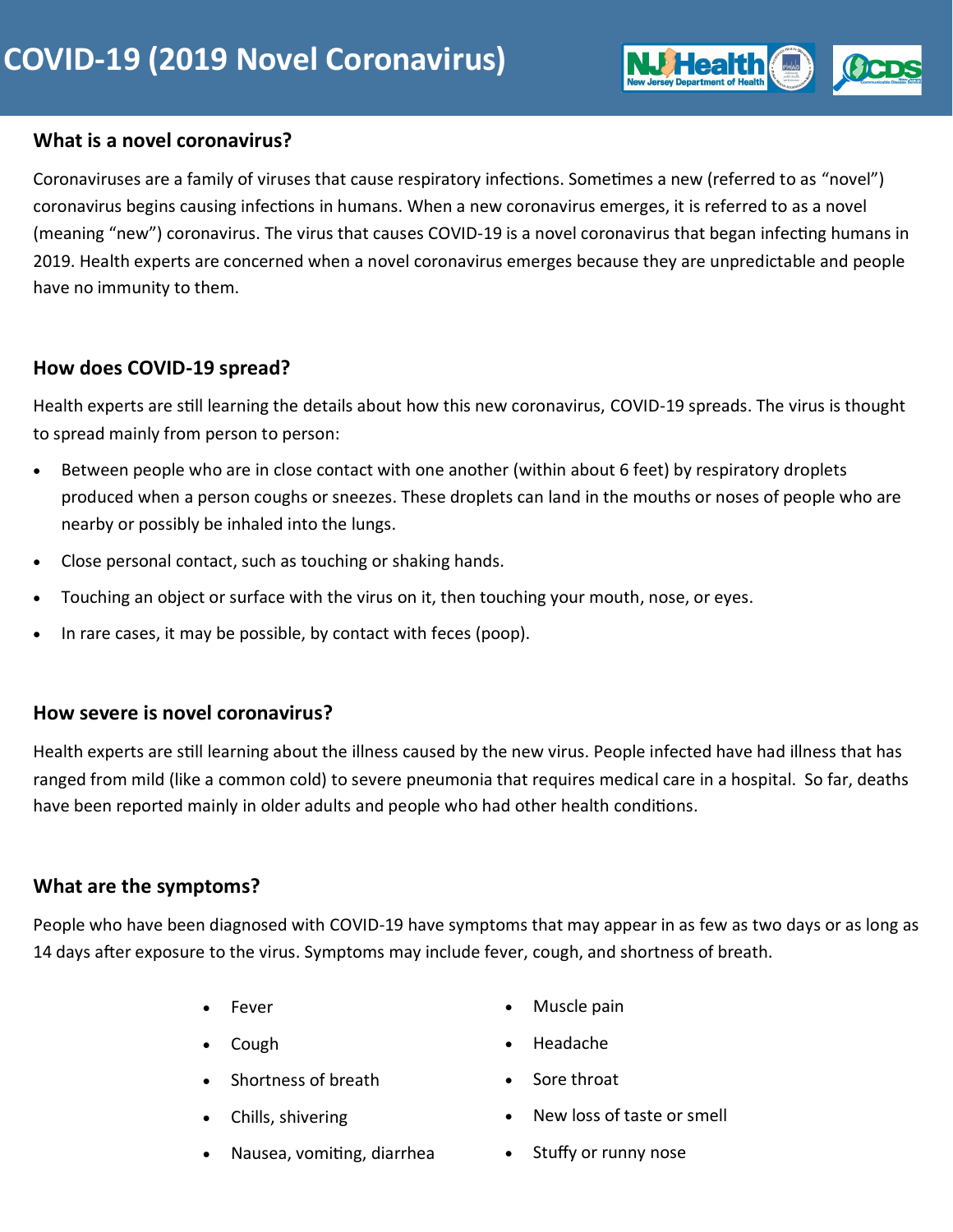# COVID-19 (2019 Novel Coronavirus)

## What is a novel coronavirus?

Coronaviruses are a family of viruses that cause respiratory infections. Sometimes a new (referred to as "novel") coronavirus begins causing infections in humans. When a new coronavirus emerges, it is referred to as a novel (meaning "new") coronavirus. The virus that causes COVID-19 is a novel coronavirus that began infecting humans in 2019. Health experts are concerned when a novel coronavirus emerges because they are unpredictable and people have no immunity to them.

## How does COVID-19 spread?

Health experts are still learning the details about how this new coronavirus, COVID-19 spreads. The virus is thought to spread mainly from person to person:

- Between people who are in close contact with one another (within about 6 feet) by respiratory droplets produced when a person coughs or sneezes. These droplets can land in the mouths or noses of people who are nearby or possibly be inhaled into the lungs.
- Close personal contact, such as touching or shaking hands.
- Touching an object or surface with the virus on it, then touching your mouth, nose, or eyes.
- In rare cases, it may be possible, by contact with feces (poop).

## How severe is novel coronavirus?

Health experts are still learning about the illness caused by the new virus. People infected have had illness that has ranged from mild (like a common cold) to severe pneumonia that requires medical care in a hospital. So far, deaths have been reported mainly in older adults and people who had other health conditions.

## What are the symptoms?

People who have been diagnosed with COVID-19 have symptoms that may appear in as few as two days or as long as 14 days after exposure to the virus. Symptoms may include fever, cough, and shortness of breath.

- Fever
- Cough
- Shortness of breath
- Chills, shivering
- Nausea, vomiting, diarrhea
- Muscle pain
- Headache
- Sore throat
- New loss of taste or smell
- Stuffy or runny nose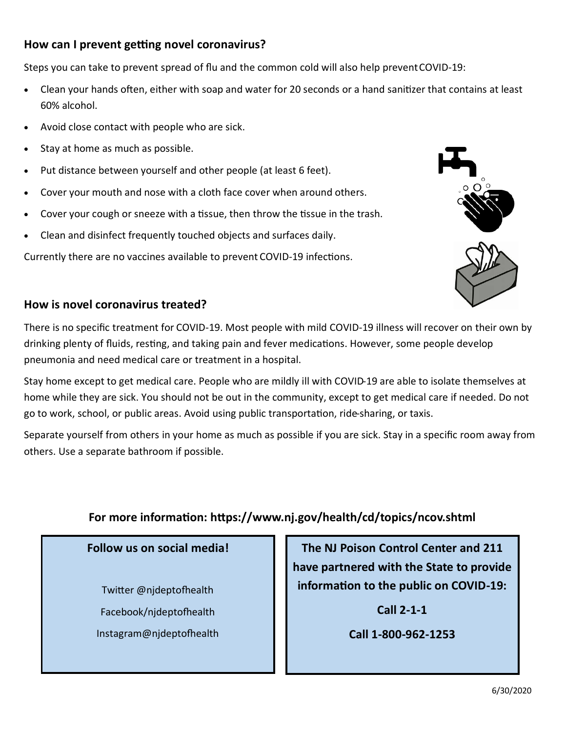### How can I prevent getting novel coronavirus?

Steps you can take to prevent spread of flu and the common cold will also help prevent COVID-19:

- Clean your hands often, either with soap and water for 20 seconds or a hand sanitizer that contains at least 60% alcohol.
- Avoid close contact with people who are sick.
- Stay at home as much as possible.
- Put distance between yourself and other people (at least 6 feet).
- Cover your mouth and nose with a cloth face cover when around others.
- Cover your cough or sneeze with a tissue, then throw the tissue in the trash.
- Clean and disinfect frequently touched objects and surfaces daily.

Currently there are no vaccines available to prevent COVID-19 infections.

### How is novel coronavirus treated?

There is no specific treatment for COVID-19. Most people with mild COVID-19 illness will recover on their own by drinking plenty of fluids, resting, and taking pain and fever medications. However, some people develop pneumonia and need medical care or treatment in a hospital.

Stay home except to get medical care. People who are mildly ill with COVID-19 are able to isolate themselves at home while they are sick. You should not be out in the community, except to get medical care if needed. Do not go to work, school, or public areas. Avoid using public transportation, ride-sharing, or taxis.

Separate yourself from others in your home as much as possible if you are sick. Stay in a specific room away from others. Use a separate bathroom if possible.

**For more information: https://www.nj.gov/health/cd/topics/ncov.shtml**

**Follow us on social media!**

Twitter @njdeptofhealth

Facebook/njdeptofhealth

Instagram@njdeptofhealth

**The NJ Poison Control Center and 211 have partnered with the State to provide information to the public on COVID-19:**

**Call 2-1-1**

**Call 1-800-962-1253**

6/30/2020